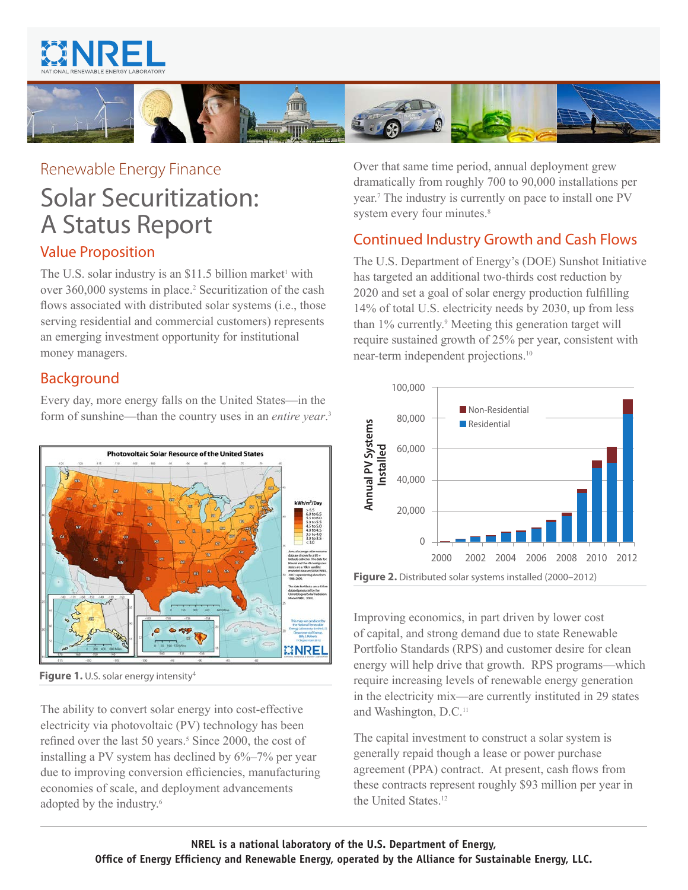Renewable Energy Finance

# Solar Securitization: A Status Report

## Value Proposition

The U.S. solar industry is an $11.5 billion market[1] with over 360,000 systems in place.[2] Securitization of the cash flows associated with distributed solar systems (i.e., those serving residential and commercial customers) represents an emerging investment opportunity for institutional money managers.

## Background

Every day, more energy falls on the United States—in the form of sunshine—than the country uses in an *entire year*.[3]

**Figure 1.** U.S. solar energy intensity[4]

The ability to convert solar energy into cost-effective electricity via photovoltaic (PV) technology has been refined over the last 50 years.[5] Since 2000, the cost of installing a PV system has declined by 6%–7% per year due to improving conversion efficiencies, manufacturing economies of scale, and deployment advancements adopted by the industry.[6]

Over that same time period, annual deployment grew dramatically from roughly 700 to 90,000 installations per year.[7] The industry is currently on pace to install one PV system every four minutes.[8]

## Continued Industry Growth and Cash Flows

The U.S. Department of Energy's (DOE) Sunshot Initiative has targeted an additional two-thirds cost reduction by 2020 and set a goal of solar energy production fulfilling 14% of total U.S. electricity needs by 2030, up from less than 1% currently.[9] Meeting this generation target will require sustained growth of 25% per year, consistent with near-term independent projections.[10]

**Figure 2.** Distributed solar systems installed (2000–2012)

Improving economics, in part driven by lower cost of capital, and strong demand due to state Renewable Portfolio Standards (RPS) and customer desire for clean energy will help drive that growth. RPS programs—which require increasing levels of renewable energy generation in the electricity mix—are currently instituted in 29 states and Washington, D.C.[11]

The capital investment to construct a solar system is generally repaid though a lease or power purchase agreement (PPA) contract. At present, cash flows from these contracts represent roughly $93 million per year in the United States.[12]

**NREL is a national laboratory of the U.S. Department of Energy, Office of Energy Efficiency and Renewable Energy, operated by the Alliance for Sustainable Energy, LLC.**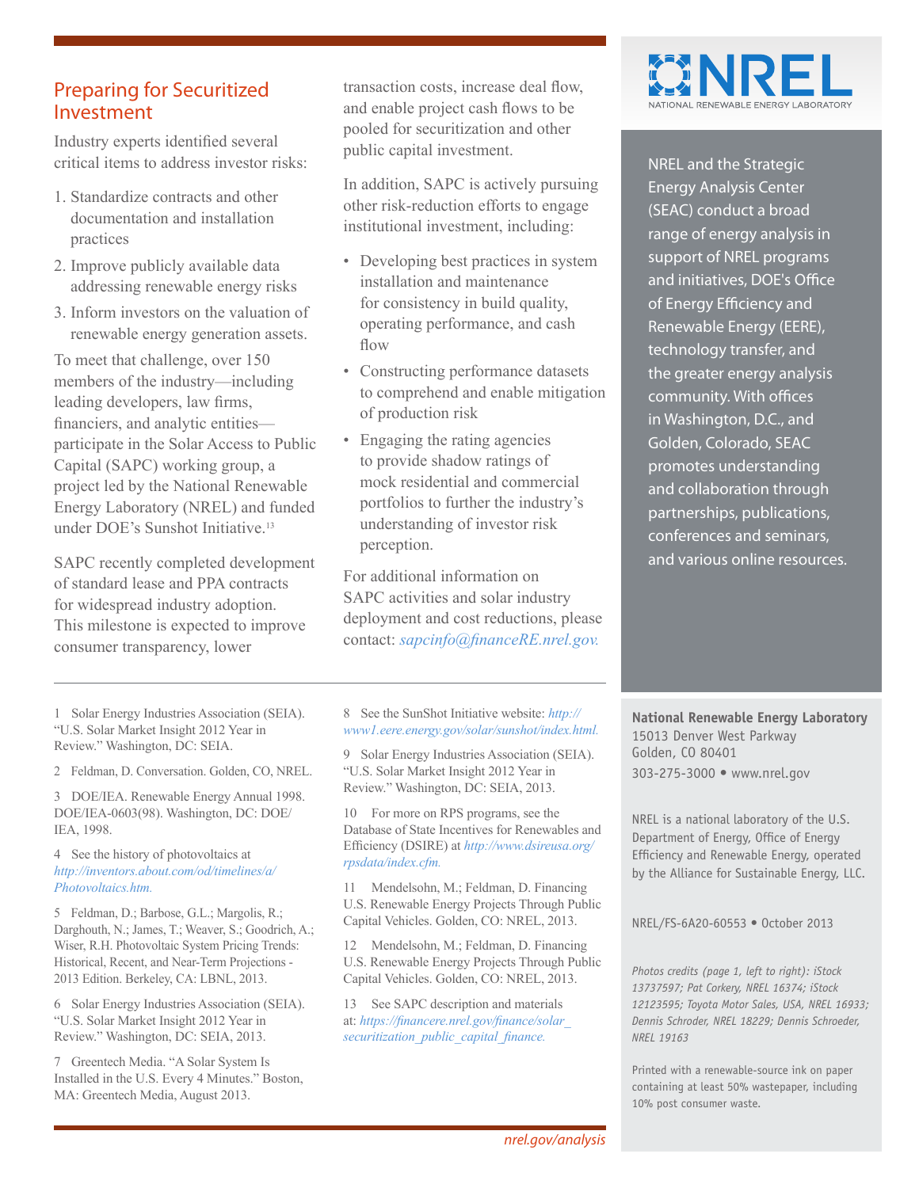## Preparing for Securitized Investment

Industry experts identified several critical items to address investor risks:

1. Standardize contracts and other documentation and installation practices
2. Improve publicly available data addressing renewable energy risks
3. Inform investors on the valuation of renewable energy generation assets.

To meet that challenge, over 150 members of the industry—including leading developers, law firms, financiers, and analytic entities—participate in the Solar Access to Public Capital (SAPC) working group, a project led by the National Renewable Energy Laboratory (NREL) and funded under DOE's Sunshot Initiative.[13]

SAPC recently completed development of standard lease and PPA contracts for widespread industry adoption. This milestone is expected to improve consumer transparency, lower transaction costs, increase deal flow, and enable project cash flows to be pooled for securitization and other public capital investment.

In addition, SAPC is actively pursuing other risk-reduction efforts to engage institutional investment, including:

- Developing best practices in system installation and maintenance for consistency in build quality, operating performance, and cash flow
- Constructing performance datasets to comprehend and enable mitigation of production risk
- Engaging the rating agencies to provide shadow ratings of mock residential and commercial portfolios to further the industry's understanding of investor risk perception.

For additional information on SAPC activities and solar industry deployment and cost reductions, please contact: *sapcinfo@financeRE.nrel.gov.*

1 Solar Energy Industries Association (SEIA). "U.S. Solar Market Insight 2012 Year in Review." Washington, DC: SEIA.

2 Feldman, D. Conversation. Golden, CO, NREL.

3 DOE/IEA. Renewable Energy Annual 1998. DOE/IEA-0603(98). Washington, DC: DOE/IEA, 1998.

4 See the history of photovoltaics at *http://inventors.about.com/od/timelines/a/Photovoltaics.htm.*

5 Feldman, D.; Barbose, G.L.; Margolis, R.; Darghouth, N.; James, T.; Weaver, S.; Goodrich, A.; Wiser, R.H. Photovoltaic System Pricing Trends: Historical, Recent, and Near-Term Projections - 2013 Edition. Berkeley, CA: LBNL, 2013.

6 Solar Energy Industries Association (SEIA). "U.S. Solar Market Insight 2012 Year in Review." Washington, DC: SEIA, 2013.

7 Greentech Media. "A Solar System Is Installed in the U.S. Every 4 Minutes." Boston, MA: Greentech Media, August 2013.

8 See the SunShot Initiative website: *http://www1.eere.energy.gov/solar/sunshot/index.html.*

9 Solar Energy Industries Association (SEIA). "U.S. Solar Market Insight 2012 Year in Review." Washington, DC: SEIA, 2013.

10 For more on RPS programs, see the Database of State Incentives for Renewables and Efficiency (DSIRE) at *http://www.dsireusa.org/rpsdata/index.cfm.*

11 Mendelsohn, M.; Feldman, D. Financing U.S. Renewable Energy Projects Through Public Capital Vehicles. Golden, CO: NREL, 2013.

12 Mendelsohn, M.; Feldman, D. Financing U.S. Renewable Energy Projects Through Public Capital Vehicles. Golden, CO: NREL, 2013.

13 See SAPC description and materials at: *https://financere.nrel.gov/finance/solar_securitization_public_capital_finance.*

NREL
NATIONAL RENEWABLE ENERGY LABORATORY

NREL and the Strategic Energy Analysis Center (SEAC) conduct a broad range of energy analysis in support of NREL programs and initiatives, DOE's Office of Energy Efficiency and Renewable Energy (EERE), technology transfer, and the greater energy analysis community. With offices in Washington, D.C., and Golden, Colorado, SEAC promotes understanding and collaboration through partnerships, publications, conferences and seminars, and various online resources.

**National Renewable Energy Laboratory**
15013 Denver West Parkway
Golden, CO 80401
303-275-3000 • www.nrel.gov

NREL is a national laboratory of the U.S. Department of Energy, Office of Energy Efficiency and Renewable Energy, operated by the Alliance for Sustainable Energy, LLC.

NREL/FS-6A20-60553 • October 2013

*Photos credits (page 1, left to right): iStock 13737597; Pat Corkery, NREL 16374; iStock 12123595; Toyota Motor Sales, USA, NREL 16933; Dennis Schroder, NREL 18229; Dennis Schroeder, NREL 19163*

Printed with a renewable-source ink on paper containing at least 50% wastepaper, including 10% post consumer waste.

*nrel.gov/analysis*